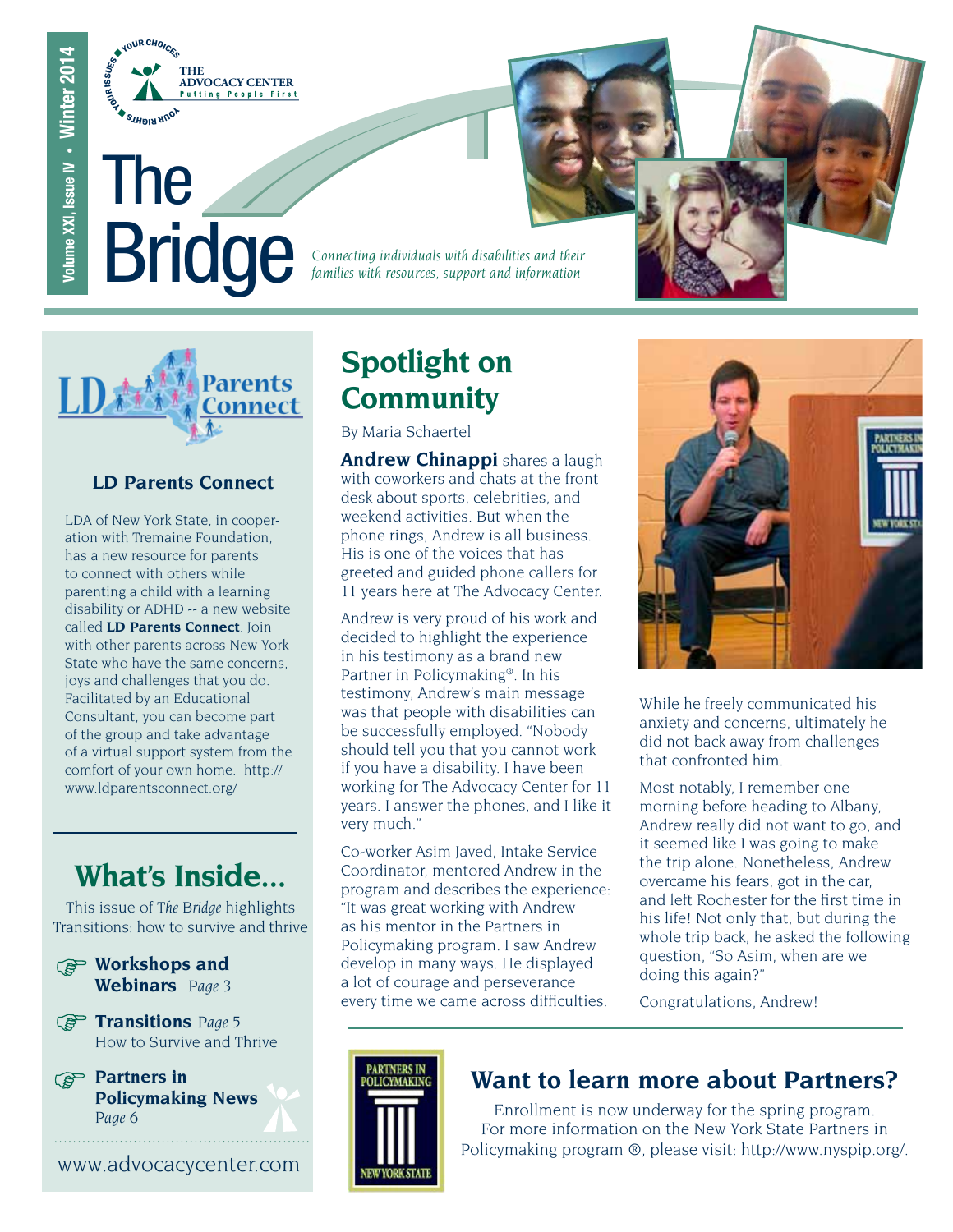Volume XXI, Issue IV • Winter 2014

THE ADVOCACY CENTER
Putting People First

# The Bridge

*Connecting individuals with disabilities and their families with resources, support and information*

## LD Parents Connect

LDA of New York State, in cooperation with Tremaine Foundation, has a new resource for parents to connect with others while parenting a child with a learning disability or ADHD -- a new website called **LD Parents Connect**. Join with other parents across New York State who have the same concerns, joys and challenges that you do. Facilitated by an Educational Consultant, you can become part of the group and take advantage of a virtual support system from the comfort of your own home. http://www.ldparentsconnect.org/

## What's Inside...

This issue of *The Bridge* highlights Transitions: how to survive and thrive

- **Workshops and Webinars** *Page 3*
- **Transitions** *Page 5* How to Survive and Thrive
- **Partners in Policymaking News** *Page 6*

www.advocacycenter.com

## Spotlight on Community

By Maria Schaertel

**Andrew Chinappi** shares a laugh with coworkers and chats at the front desk about sports, celebrities, and weekend activities. But when the phone rings, Andrew is all business. His is one of the voices that has greeted and guided phone callers for 11 years here at The Advocacy Center.

Andrew is very proud of his work and decided to highlight the experience in his testimony as a brand new Partner in Policymaking®. In his testimony, Andrew's main message was that people with disabilities can be successfully employed. "Nobody should tell you that you cannot work if you have a disability. I have been working for The Advocacy Center for 11 years. I answer the phones, and I like it very much."

Co-worker Asim Javed, Intake Service Coordinator, mentored Andrew in the program and describes the experience: "It was great working with Andrew as his mentor in the Partners in Policymaking program. I saw Andrew develop in many ways. He displayed a lot of courage and perseverance every time we came across difficulties. While he freely communicated his anxiety and concerns, ultimately he did not back away from challenges that confronted him.

Most notably, I remember one morning before heading to Albany, Andrew really did not want to go, and it seemed like I was going to make the trip alone. Nonetheless, Andrew overcame his fears, got in the car, and left Rochester for the first time in his life! Not only that, but during the whole trip back, he asked the following question, "So Asim, when are we doing this again?"

Congratulations, Andrew!

## Want to learn more about Partners?

Enrollment is now underway for the spring program. For more information on the New York State Partners in Policymaking program ®, please visit: http://www.nyspip.org/.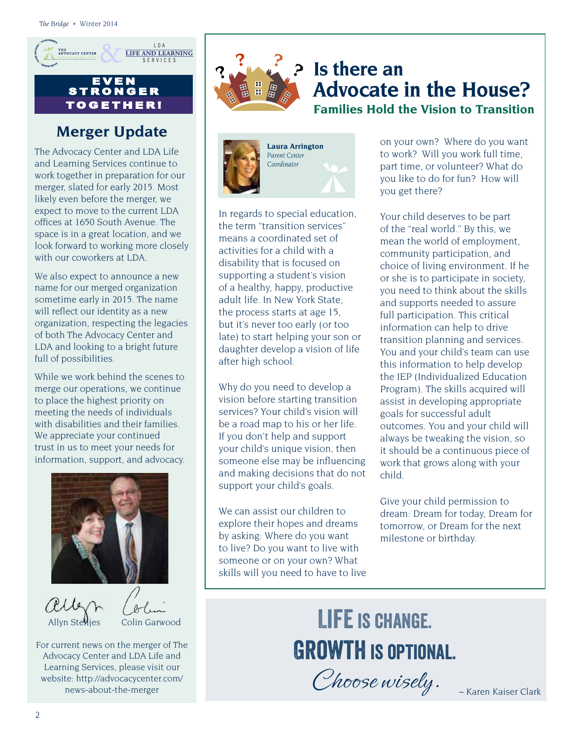EVEN STRONGER TOGETHER!

## Merger Update

The Advocacy Center and LDA Life and Learning Services continue to work together in preparation for our merger, slated for early 2015. Most likely even before the merger, we expect to move to the current LDA offices at 1650 South Avenue. The space is in a great location, and we look forward to working more closely with our coworkers at LDA.

We also expect to announce a new name for our merged organization sometime early in 2015. The name will reflect our identity as a new organization, respecting the legacies of both The Advocacy Center and LDA and looking to a bright future full of possibilities.

While we work behind the scenes to merge our operations, we continue to place the highest priority on meeting the needs of individuals with disabilities and their families. We appreciate your continued trust in us to meet your needs for information, support, and advocacy.

Allyn Stelljes    Colin Garwood

For current news on the merger of The Advocacy Center and LDA Life and Learning Services, please visit our website: http://advocacycenter.com/news-about-the-merger

# Is there an Advocate in the House?

### Families Hold the Vision to Transition

**Laura Arrington**
*Parent Center Coordinator*

In regards to special education, the term "transition services" means a coordinated set of activities for a child with a disability that is focused on supporting a student's vision of a healthy, happy, productive adult life. In New York State, the process starts at age 15, but it's never too early (or too late) to start helping your son or daughter develop a vision of life after high school.

Why do you need to develop a vision before starting transition services? Your child's vision will be a road map to his or her life. If you don't help and support your child's unique vision, then someone else may be influencing and making decisions that do not support your child's goals.

We can assist our children to explore their hopes and dreams by asking: Where do you want to live? Do you want to live with someone or on your own? What skills will you need to have to live on your own? Where do you want to work? Will you work full time, part time, or volunteer? What do you like to do for fun? How will you get there?

Your child deserves to be part of the "real world." By this, we mean the world of employment, community participation, and choice of living environment. If he or she is to participate in society, you need to think about the skills and supports needed to assure full participation. This critical information can help to drive transition planning and services. You and your child's team can use this information to help develop the IEP (Individualized Education Program). The skills acquired will assist in developing appropriate goals for successful adult outcomes. You and your child will always be tweaking the vision, so it should be a continuous piece of work that grows along with your child.

Give your child permission to dream: Dream for today, Dream for tomorrow, or Dream for the next milestone or birthday.

**LIFE IS CHANGE.**
**GROWTH IS OPTIONAL.**
*Choose wisely.*

– Karen Kaiser Clark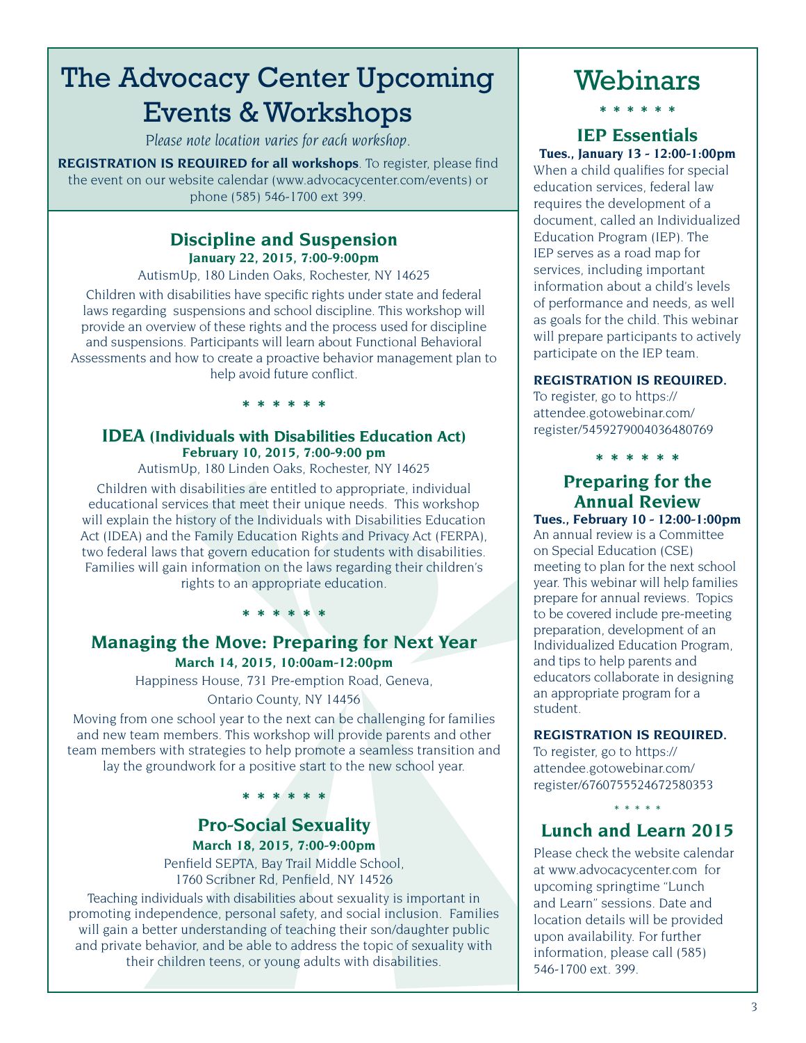# The Advocacy Center Upcoming Events & Workshops

*Please note location varies for each workshop.*

**REGISTRATION IS REQUIRED for all workshops**. To register, please find the event on our website calendar (www.advocacycenter.com/events) or phone (585) 546-1700 ext 399.

## Discipline and Suspension

**January 22, 2015, 7:00-9:00pm**

AutismUp, 180 Linden Oaks, Rochester, NY 14625

Children with disabilities have specific rights under state and federal laws regarding suspensions and school discipline. This workshop will provide an overview of these rights and the process used for discipline and suspensions. Participants will learn about Functional Behavioral Assessments and how to create a proactive behavior management plan to help avoid future conflict.

\* \* \* \* \* \*

## IDEA (Individuals with Disabilities Education Act)

**February 10, 2015, 7:00-9:00 pm**

AutismUp, 180 Linden Oaks, Rochester, NY 14625

Children with disabilities are entitled to appropriate, individual educational services that meet their unique needs. This workshop will explain the history of the Individuals with Disabilities Education Act (IDEA) and the Family Education Rights and Privacy Act (FERPA), two federal laws that govern education for students with disabilities. Families will gain information on the laws regarding their children's rights to an appropriate education.

\* \* \* \* \* \*

## Managing the Move: Preparing for Next Year

**March 14, 2015, 10:00am-12:00pm**

Happiness House, 731 Pre-emption Road, Geneva, Ontario County, NY 14456

Moving from one school year to the next can be challenging for families and new team members. This workshop will provide parents and other team members with strategies to help promote a seamless transition and lay the groundwork for a positive start to the new school year.

\* \* \* \* \* \*

## Pro-Social Sexuality

**March 18, 2015, 7:00-9:00pm**

Penfield SEPTA, Bay Trail Middle School, 1760 Scribner Rd, Penfield, NY 14526

Teaching individuals with disabilities about sexuality is important in promoting independence, personal safety, and social inclusion. Families will gain a better understanding of teaching their son/daughter public and private behavior, and be able to address the topic of sexuality with their children teens, or young adults with disabilities.

# Webinars

\* \* \* \* \* \*

## IEP Essentials

**Tues., January 13 - 12:00-1:00pm**

When a child qualifies for special education services, federal law requires the development of a document, called an Individualized Education Program (IEP). The IEP serves as a road map for services, including important information about a child's levels of performance and needs, as well as goals for the child. This webinar will prepare participants to actively participate on the IEP team.

**REGISTRATION IS REQUIRED.**
To register, go to https://attendee.gotowebinar.com/register/5459279004036480769

\* \* \* \* \* \*

## Preparing for the Annual Review

**Tues., February 10 - 12:00-1:00pm**

An annual review is a Committee on Special Education (CSE) meeting to plan for the next school year. This webinar will help families prepare for annual reviews. Topics to be covered include pre-meeting preparation, development of an Individualized Education Program, and tips to help parents and educators collaborate in designing an appropriate program for a student.

**REGISTRATION IS REQUIRED.**
To register, go to https://attendee.gotowebinar.com/register/6760755524672580353

\* \* \* \* \*

## Lunch and Learn 2015

Please check the website calendar at www.advocacycenter.com for upcoming springtime "Lunch and Learn" sessions. Date and location details will be provided upon availability. For further information, please call (585) 546-1700 ext. 399.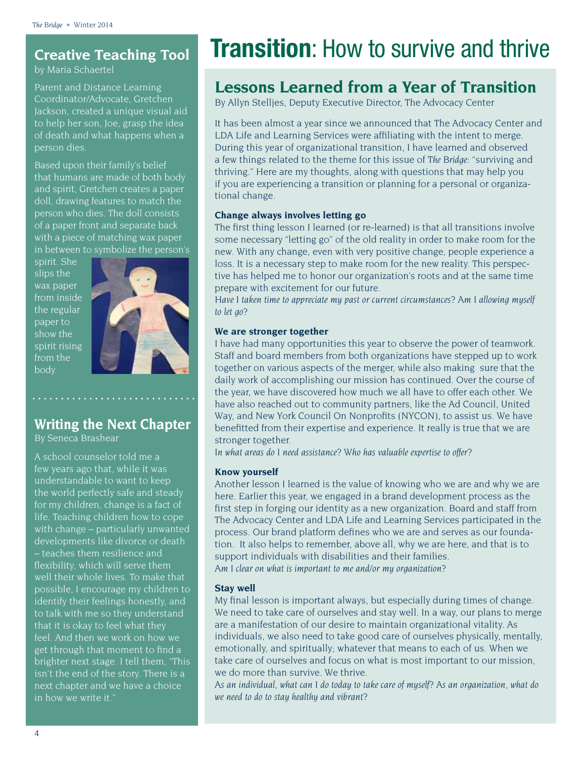## Creative Teaching Tool

by Maria Schaertel

Parent and Distance Learning Coordinator/Advocate, Gretchen Jackson, created a unique visual aid to help her son, Joe, grasp the idea of death and what happens when a person dies.

Based upon their family's belief that humans are made of both body and spirit, Gretchen creates a paper doll, drawing features to match the person who dies. The doll consists of a paper front and separate back with a piece of matching wax paper in between to symbolize the person's spirit. She slips the wax paper from inside the regular paper to show the spirit rising from the body.

## Writing the Next Chapter

By Seneca Brashear

A school counselor told me a few years ago that, while it was understandable to want to keep the world perfectly safe and steady for my children, change is a fact of life. Teaching children how to cope with change – particularly unwanted developments like divorce or death – teaches them resilience and flexibility, which will serve them well their whole lives. To make that possible, I encourage my children to identify their feelings honestly, and to talk with me so they understand that it is okay to feel what they feel. And then we work on how we get through that moment to find a brighter next stage. I tell them, "This isn't the end of the story. There is a next chapter and we have a choice in how we write it."

# **Transition**: How to survive and thrive

## Lessons Learned from a Year of Transition

By Allyn Stelljes, Deputy Executive Director, The Advocacy Center

It has been almost a year since we announced that The Advocacy Center and LDA Life and Learning Services were affiliating with the intent to merge. During this year of organizational transition, I have learned and observed a few things related to the theme for this issue of *The Bridge*: "surviving and thriving." Here are my thoughts, along with questions that may help you if you are experiencing a transition or planning for a personal or organizational change.

**Change always involves letting go**

The first thing lesson I learned (or re-learned) is that all transitions involve some necessary "letting go" of the old reality in order to make room for the new. With any change, even with very positive change, people experience a loss. It is a necessary step to make room for the new reality. This perspective has helped me to honor our organization's roots and at the same time prepare with excitement for our future.

*Have I taken time to appreciate my past or current circumstances? Am I allowing myself to let go?*

**We are stronger together**

I have had many opportunities this year to observe the power of teamwork. Staff and board members from both organizations have stepped up to work together on various aspects of the merger, while also making sure that the daily work of accomplishing our mission has continued. Over the course of the year, we have discovered how much we all have to offer each other. We have also reached out to community partners, like the Ad Council, United Way, and New York Council On Nonprofits (NYCON), to assist us. We have benefitted from their expertise and experience. It really is true that we are stronger together.

*In what areas do I need assistance? Who has valuable expertise to offer?*

**Know yourself**

Another lesson I learned is the value of knowing who we are and why we are here. Earlier this year, we engaged in a brand development process as the first step in forging our identity as a new organization. Board and staff from The Advocacy Center and LDA Life and Learning Services participated in the process. Our brand platform defines who we are and serves as our foundation. It also helps to remember, above all, why we are here, and that is to support individuals with disabilities and their families.

*Am I clear on what is important to me and/or my organization?*

**Stay well**

My final lesson is important always, but especially during times of change. We need to take care of ourselves and stay well. In a way, our plans to merge are a manifestation of our desire to maintain organizational vitality. As individuals, we also need to take good care of ourselves physically, mentally, emotionally, and spiritually; whatever that means to each of us. When we take care of ourselves and focus on what is most important to our mission, we do more than survive. We thrive.

*As an individual, what can I do today to take care of myself? As an organization, what do we need to do to stay healthy and vibrant?*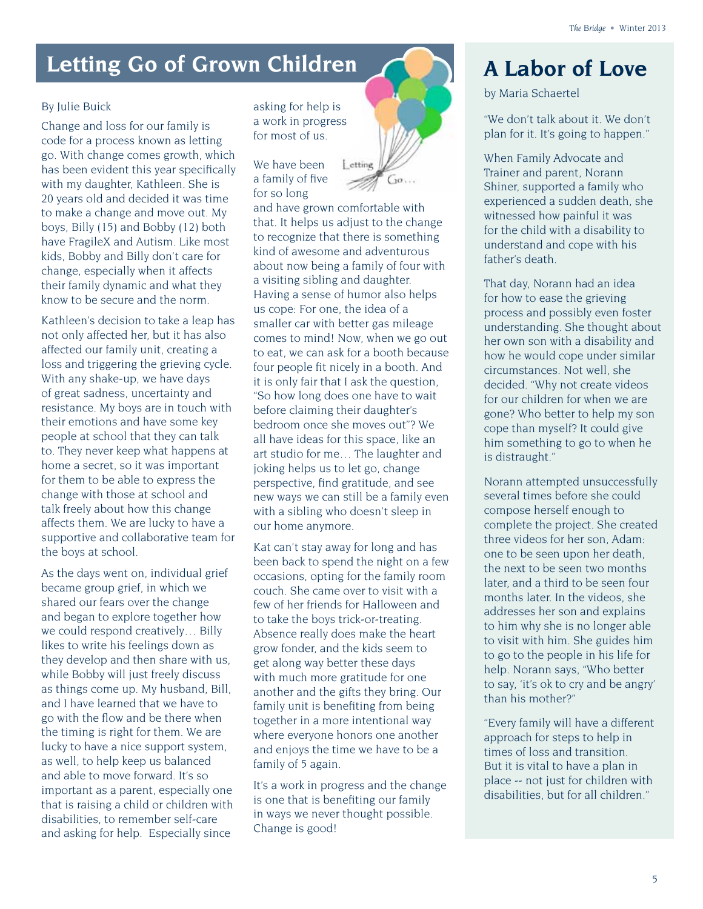## Letting Go of Grown Children

By Julie Buick

Change and loss for our family is code for a process known as letting go. With change comes growth, which has been evident this year specifically with my daughter, Kathleen. She is 20 years old and decided it was time to make a change and move out. My boys, Billy (15) and Bobby (12) both have FragileX and Autism. Like most kids, Bobby and Billy don't care for change, especially when it affects their family dynamic and what they know to be secure and the norm.

Kathleen's decision to take a leap has not only affected her, but it has also affected our family unit, creating a loss and triggering the grieving cycle. With any shake-up, we have days of great sadness, uncertainty and resistance. My boys are in touch with their emotions and have some key people at school that they can talk to. They never keep what happens at home a secret, so it was important for them to be able to express the change with those at school and talk freely about how this change affects them. We are lucky to have a supportive and collaborative team for the boys at school.

As the days went on, individual grief became group grief, in which we shared our fears over the change and began to explore together how we could respond creatively… Billy likes to write his feelings down as they develop and then share with us, while Bobby will just freely discuss as things come up. My husband, Bill, and I have learned that we have to go with the flow and be there when the timing is right for them. We are lucky to have a nice support system, as well, to help keep us balanced and able to move forward. It's so important as a parent, especially one that is raising a child or children with disabilities, to remember self-care and asking for help. Especially since asking for help is a work in progress for most of us.

We have been a family of five for so long and have grown comfortable with that. It helps us adjust to the change to recognize that there is something kind of awesome and adventurous about now being a family of four with a visiting sibling and daughter. Having a sense of humor also helps us cope: For one, the idea of a smaller car with better gas mileage comes to mind! Now, when we go out to eat, we can ask for a booth because four people fit nicely in a booth. And it is only fair that I ask the question, "So how long does one have to wait before claiming their daughter's bedroom once she moves out"? We all have ideas for this space, like an art studio for me… The laughter and joking helps us to let go, change perspective, find gratitude, and see new ways we can still be a family even with a sibling who doesn't sleep in our home anymore.

Kat can't stay away for long and has been back to spend the night on a few occasions, opting for the family room couch. She came over to visit with a few of her friends for Halloween and to take the boys trick-or-treating. Absence really does make the heart grow fonder, and the kids seem to get along way better these days with much more gratitude for one another and the gifts they bring. Our family unit is benefiting from being together in a more intentional way where everyone honors one another and enjoys the time we have to be a family of 5 again.

It's a work in progress and the change is one that is benefiting our family in ways we never thought possible. Change is good!

## A Labor of Love

by Maria Schaertel

"We don't talk about it. We don't plan for it. It's going to happen."

When Family Advocate and Trainer and parent, Norann Shiner, supported a family who experienced a sudden death, she witnessed how painful it was for the child with a disability to understand and cope with his father's death.

That day, Norann had an idea for how to ease the grieving process and possibly even foster understanding. She thought about her own son with a disability and how he would cope under similar circumstances. Not well, she decided. "Why not create videos for our children for when we are gone? Who better to help my son cope than myself? It could give him something to go to when he is distraught."

Norann attempted unsuccessfully several times before she could compose herself enough to complete the project. She created three videos for her son, Adam: one to be seen upon her death, the next to be seen two months later, and a third to be seen four months later. In the videos, she addresses her son and explains to him why she is no longer able to visit with him. She guides him to go to the people in his life for help. Norann says, "Who better to say, 'it's ok to cry and be angry' than his mother?"

"Every family will have a different approach for steps to help in times of loss and transition. But it is vital to have a plan in place -- not just for children with disabilities, but for all children."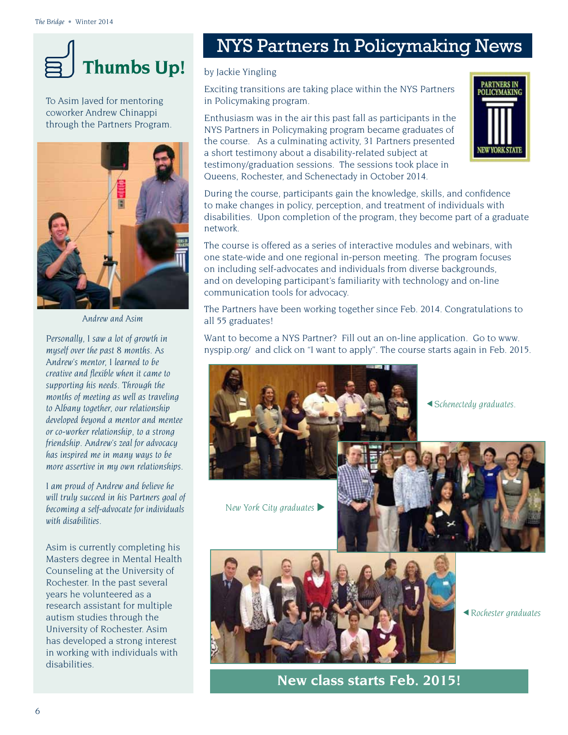## Thumbs Up!

To Asim Javed for mentoring coworker Andrew Chinappi through the Partners Program.

Andrew and Asim

*Personally, I saw a lot of growth in myself over the past 8 months. As Andrew's mentor, I learned to be creative and flexible when it came to supporting his needs. Through the months of meeting as well as traveling to Albany together, our relationship developed beyond a mentor and mentee or co-worker relationship, to a strong friendship. Andrew's zeal for advocacy has inspired me in many ways to be more assertive in my own relationships.*

*I am proud of Andrew and believe he will truly succeed in his Partners goal of becoming a self-advocate for individuals with disabilities.*

Asim is currently completing his Masters degree in Mental Health Counseling at the University of Rochester. In the past several years he volunteered as a research assistant for multiple autism studies through the University of Rochester. Asim has developed a strong interest in working with individuals with disabilities.

# NYS Partners In Policymaking News

by Jackie Yingling

Exciting transitions are taking place within the NYS Partners in Policymaking program.

Enthusiasm was in the air this past fall as participants in the NYS Partners in Policymaking program became graduates of the course. As a culminating activity, 31 Partners presented a short testimony about a disability-related subject at testimony/graduation sessions. The sessions took place in Queens, Rochester, and Schenectady in October 2014.

During the course, participants gain the knowledge, skills, and confidence to make changes in policy, perception, and treatment of individuals with disabilities. Upon completion of the program, they become part of a graduate network.

The course is offered as a series of interactive modules and webinars, with one state-wide and one regional in-person meeting. The program focuses on including self-advocates and individuals from diverse backgrounds, and on developing participant's familiarity with technology and on-line communication tools for advocacy.

The Partners have been working together since Feb. 2014. Congratulations to all 55 graduates!

Want to become a NYS Partner? Fill out an on-line application. Go to www.nyspip.org/ and click on "I want to apply". The course starts again in Feb. 2015.

◀ *Schenectady graduates.*

*New York City graduates* ▶

◀ *Rochester graduates*

**New class starts Feb. 2015!**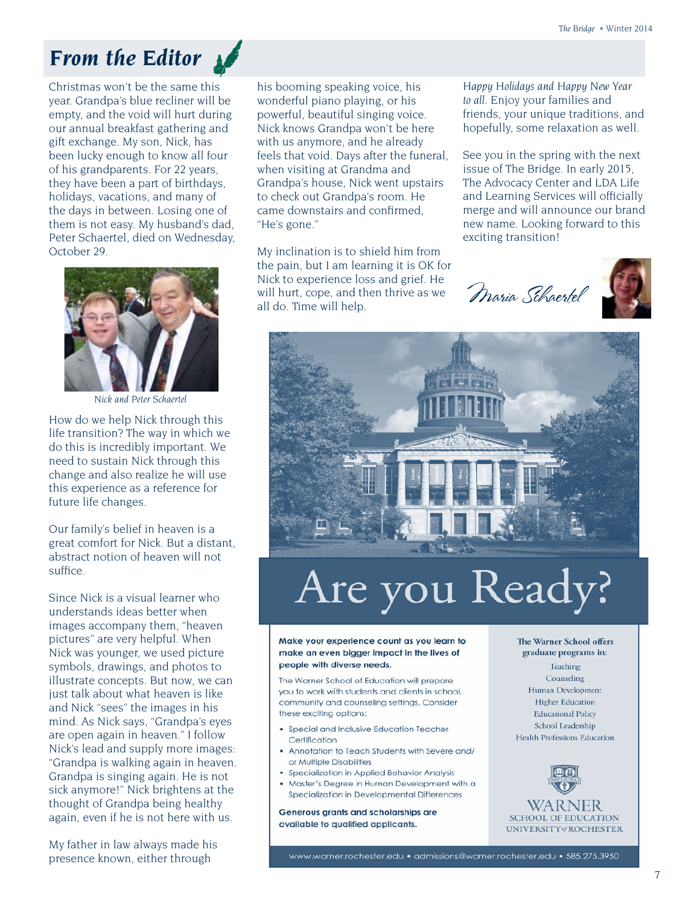## *From the Editor*

Christmas won't be the same this year. Grandpa's blue recliner will be empty, and the void will hurt during our annual breakfast gathering and gift exchange. My son, Nick, has been lucky enough to know all four of his grandparents. For 22 years, they have been a part of birthdays, holidays, vacations, and many of the days in between. Losing one of them is not easy. My husband's dad, Peter Schaertel, died on Wednesday, October 29.

*Nick and Peter Schaertel*

How do we help Nick through this life transition? The way in which we do this is incredibly important. We need to sustain Nick through this change and also realize he will use this experience as a reference for future life changes.

Our family's belief in heaven is a great comfort for Nick. But a distant, abstract notion of heaven will not suffice.

Since Nick is a visual learner who understands ideas better when images accompany them, "heaven pictures" are very helpful. When Nick was younger, we used picture symbols, drawings, and photos to illustrate concepts. But now, we can just talk about what heaven is like and Nick "sees" the images in his mind. As Nick says, "Grandpa's eyes are open again in heaven." I follow Nick's lead and supply more images: "Grandpa is walking again in heaven. Grandpa is singing again. He is not sick anymore!" Nick brightens at the thought of Grandpa being healthy again, even if he is not here with us.

My father in law always made his presence known, either through his booming speaking voice, his wonderful piano playing, or his powerful, beautiful singing voice. Nick knows Grandpa won't be here with us anymore, and he already feels that void. Days after the funeral, when visiting at Grandma and Grandpa's house, Nick went upstairs to check out Grandpa's room. He came downstairs and confirmed, "He's gone."

My inclination is to shield him from the pain, but I am learning it is OK for Nick to experience loss and grief. He will hurt, cope, and then thrive as we all do. Time will help.

*Happy Holidays and Happy New Year to all.* Enjoy your families and friends, your unique traditions, and hopefully, some relaxation as well.

See you in the spring with the next issue of The Bridge. In early 2015, The Advocacy Center and LDA Life and Learning Services will officially merge and will announce our brand new name. Looking forward to this exciting transition!

*Maria Schaertel*

# Are you Ready?

**Make your experience count as you learn to make an even bigger impact in the lives of people with diverse needs.**

The Warner School of Education will prepare you to work with students and clients in school, community and counseling settings. Consider these exciting options:

- Special and Inclusive Education Teacher Certification
- Annotation to Teach Students with Severe and/or Multiple Disabilities
- Specialization in Applied Behavior Analysis
- Master's Degree in Human Development with a Specialization in Developmental Differences

**Generous grants and scholarships are available to qualified applicants.**

**The Warner School offers graduate programs in:**

Teaching
Counseling
Human Development
Higher Education
Educational Policy
School Leadership
Health Professions Education

WARNER
SCHOOL OF EDUCATION
UNIVERSITY of ROCHESTER

www.warner.rochester.edu • admissions@warner.rochester.edu • 585.275.3950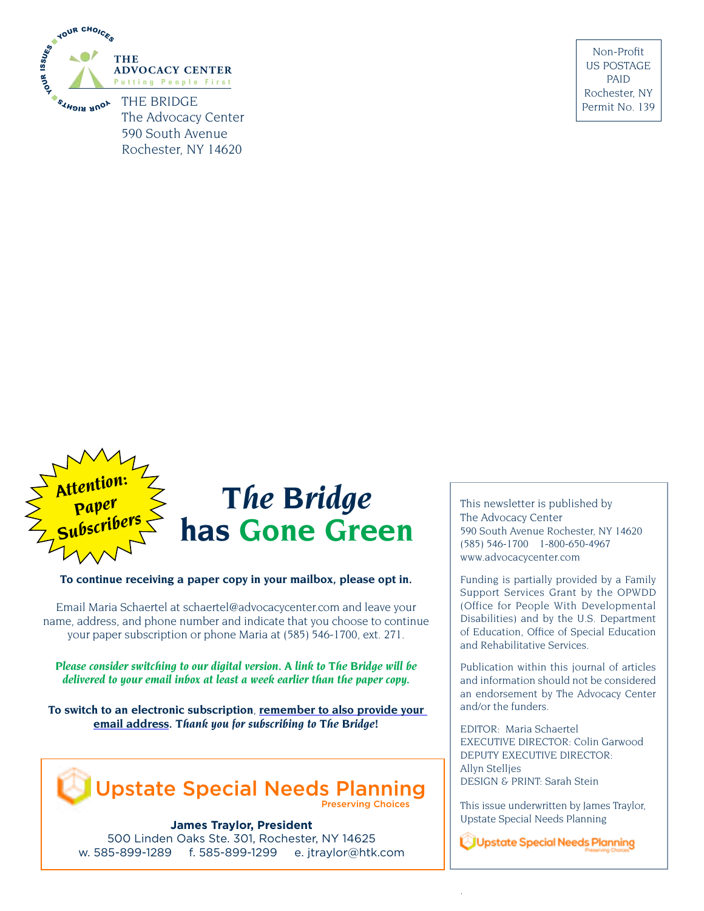YOUR CHOICES YOUR ISSUES YOUR RIGHTS

THE ADVOCACY CENTER
Putting People First

THE BRIDGE
The Advocacy Center
590 South Avenue
Rochester, NY 14620

Non-Profit
US POSTAGE
PAID
Rochester, NY
Permit No. 139

Attention: Paper Subscribers

# *The Bridge* has Gone Green

**To continue receiving a paper copy in your mailbox, please opt in.**

Email Maria Schaertel at schaertel@advocacycenter.com and leave your name, address, and phone number and indicate that you choose to continue your paper subscription or phone Maria at (585) 546-1700, ext. 271.

*Please consider switching to our digital version. A link to The Bridge will be delivered to your email inbox at least a week earlier than the paper copy.*

**To switch to an electronic subscription, remember to also provide your email address. *Thank you for subscribing to The Bridge!***

## Upstate Special Needs Planning
Preserving Choices

**James Traylor, President**
500 Linden Oaks Ste. 301, Rochester, NY 14625
w. 585-899-1289 f. 585-899-1299 e. jtraylor@htk.com

This newsletter is published by
The Advocacy Center
590 South Avenue Rochester, NY 14620
(585) 546-1700 1-800-650-4967
www.advocacycenter.com

Funding is partially provided by a Family Support Services Grant by the OPWDD (Office for People With Developmental Disabilities) and by the U.S. Department of Education, Office of Special Education and Rehabilitative Services.

Publication within this journal of articles and information should not be considered an endorsement by The Advocacy Center and/or the funders.

EDITOR: Maria Schaertel
EXECUTIVE DIRECTOR: Colin Garwood
DEPUTY EXECUTIVE DIRECTOR: Allyn Stelljes
DESIGN & PRINT: Sarah Stein

This issue underwritten by James Traylor, Upstate Special Needs Planning

Upstate Special Needs Planning
Preserving Choices